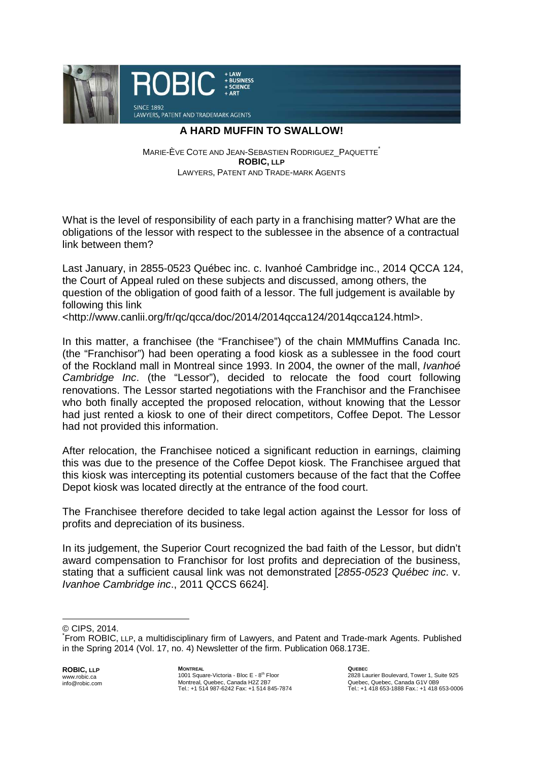# A HARD MUFFIN TO SWALLOW!

MARIE-ÈVE COTE AND JEAN-SEBASTIEN RODRIGUEZ_PAQUETTE[*]
**ROBIC, LLP**
LAWYERS, PATENT AND TRADE-MARK AGENTS

What is the level of responsibility of each party in a franchising matter? What are the obligations of the lessor with respect to the sublessee in the absence of a contractual link between them?

Last January, in 2855-0523 Québec inc. c. Ivanhoé Cambridge inc., 2014 QCCA 124, the Court of Appeal ruled on these subjects and discussed, among others, the question of the obligation of good faith of a lessor. The full judgement is available by following this link <http://www.canlii.org/fr/qc/qcca/doc/2014/2014qcca124/2014qcca124.html>.

In this matter, a franchisee (the "Franchisee") of the chain MMMuffins Canada Inc. (the "Franchisor") had been operating a food kiosk as a sublessee in the food court of the Rockland mall in Montreal since 1993. In 2004, the owner of the mall, *Ivanhoé Cambridge Inc*. (the "Lessor"), decided to relocate the food court following renovations. The Lessor started negotiations with the Franchisor and the Franchisee who both finally accepted the proposed relocation, without knowing that the Lessor had just rented a kiosk to one of their direct competitors, Coffee Depot. The Lessor had not provided this information.

After relocation, the Franchisee noticed a significant reduction in earnings, claiming this was due to the presence of the Coffee Depot kiosk. The Franchisee argued that this kiosk was intercepting its potential customers because of the fact that the Coffee Depot kiosk was located directly at the entrance of the food court.

The Franchisee therefore decided to take legal action against the Lessor for loss of profits and depreciation of its business.

In its judgement, the Superior Court recognized the bad faith of the Lessor, but didn't award compensation to Franchisor for lost profits and depreciation of the business, stating that a sufficient causal link was not demonstrated [*2855-0523 Québec inc*. v. *Ivanhoe Cambridge inc*., 2011 QCCS 6624].

---

© CIPS, 2014.

[*] From ROBIC, LLP, a multidisciplinary firm of Lawyers, and Patent and Trade-mark Agents. Published in the Spring 2014 (Vol. 17, no. 4) Newsletter of the firm. Publication 068.173E.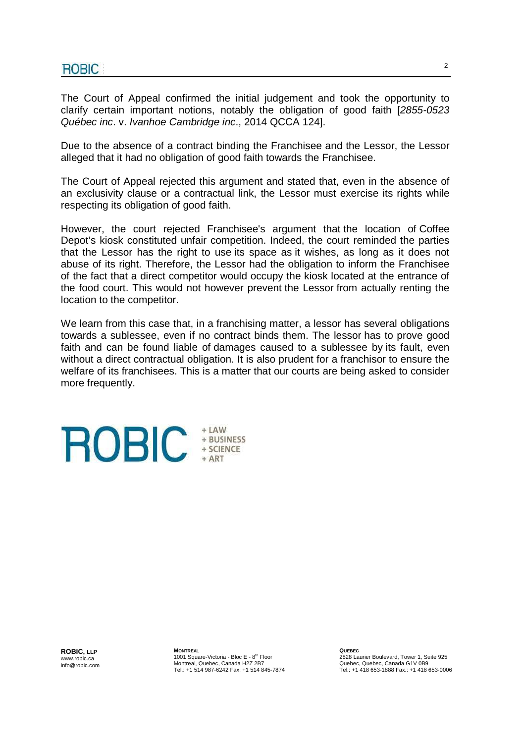The Court of Appeal confirmed the initial judgement and took the opportunity to clarify certain important notions, notably the obligation of good faith [*2855-0523 Québec inc*. v. *Ivanhoe Cambridge inc*., 2014 QCCA 124].

Due to the absence of a contract binding the Franchisee and the Lessor, the Lessor alleged that it had no obligation of good faith towards the Franchisee.

The Court of Appeal rejected this argument and stated that, even in the absence of an exclusivity clause or a contractual link, the Lessor must exercise its rights while respecting its obligation of good faith.

However, the court rejected Franchisee's argument that the location of Coffee Depot's kiosk constituted unfair competition. Indeed, the court reminded the parties that the Lessor has the right to use its space as it wishes, as long as it does not abuse of its right. Therefore, the Lessor had the obligation to inform the Franchisee of the fact that a direct competitor would occupy the kiosk located at the entrance of the food court. This would not however prevent the Lessor from actually renting the location to the competitor.

We learn from this case that, in a franchising matter, a lessor has several obligations towards a sublessee, even if no contract binds them. The lessor has to prove good faith and can be found liable of damages caused to a sublessee by its fault, even without a direct contractual obligation. It is also prudent for a franchisor to ensure the welfare of its franchisees. This is a matter that our courts are being asked to consider more frequently.

ROBIC + LAW + BUSINESS + SCIENCE + ART

**ROBIC, LLP**
www.robic.ca
info@robic.com

**MONTREAL**
1001 Square-Victoria - Bloc E - 8th Floor
Montreal, Quebec, Canada H2Z 2B7
Tel.: +1 514 987-6242 Fax: +1 514 845-7874

**QUEBEC**
2828 Laurier Boulevard, Tower 1, Suite 925
Quebec, Quebec, Canada G1V 0B9
Tel.: +1 418 653-1888 Fax.: +1 418 653-0006